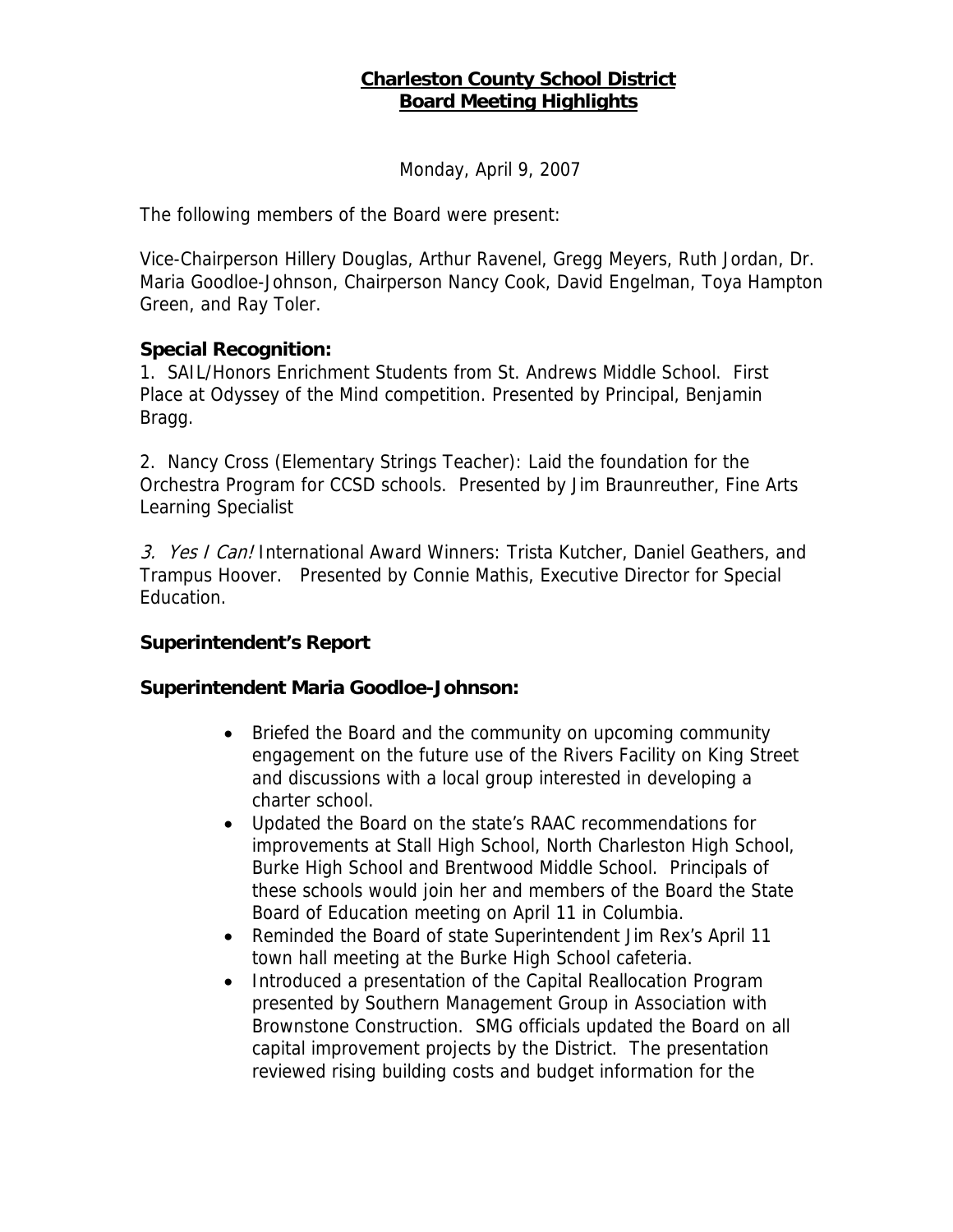# Charleston County School District
## Board Meeting Highlights

Monday, April 9, 2007

The following members of the Board were present:

Vice-Chairperson Hillery Douglas, Arthur Ravenel, Gregg Meyers, Ruth Jordan, Dr. Maria Goodloe-Johnson, Chairperson Nancy Cook, David Engelman, Toya Hampton Green, and Ray Toler.

### Special Recognition:

1. SAIL/Honors Enrichment Students from St. Andrews Middle School. First Place at Odyssey of the Mind competition. Presented by Principal, Benjamin Bragg.

2. Nancy Cross (Elementary Strings Teacher): Laid the foundation for the Orchestra Program for CCSD schools. Presented by Jim Braunreuther, Fine Arts Learning Specialist

3. *Yes I Can!* International Award Winners: Trista Kutcher, Daniel Geathers, and Trampus Hoover. Presented by Connie Mathis, Executive Director for Special Education.

### Superintendent's Report

### Superintendent Maria Goodloe-Johnson:

- Briefed the Board and the community on upcoming community engagement on the future use of the Rivers Facility on King Street and discussions with a local group interested in developing a charter school.
- Updated the Board on the state's RAAC recommendations for improvements at Stall High School, North Charleston High School, Burke High School and Brentwood Middle School. Principals of these schools would join her and members of the Board the State Board of Education meeting on April 11 in Columbia.
- Reminded the Board of state Superintendent Jim Rex's April 11 town hall meeting at the Burke High School cafeteria.
- Introduced a presentation of the Capital Reallocation Program presented by Southern Management Group in Association with Brownstone Construction. SMG officials updated the Board on all capital improvement projects by the District. The presentation reviewed rising building costs and budget information for the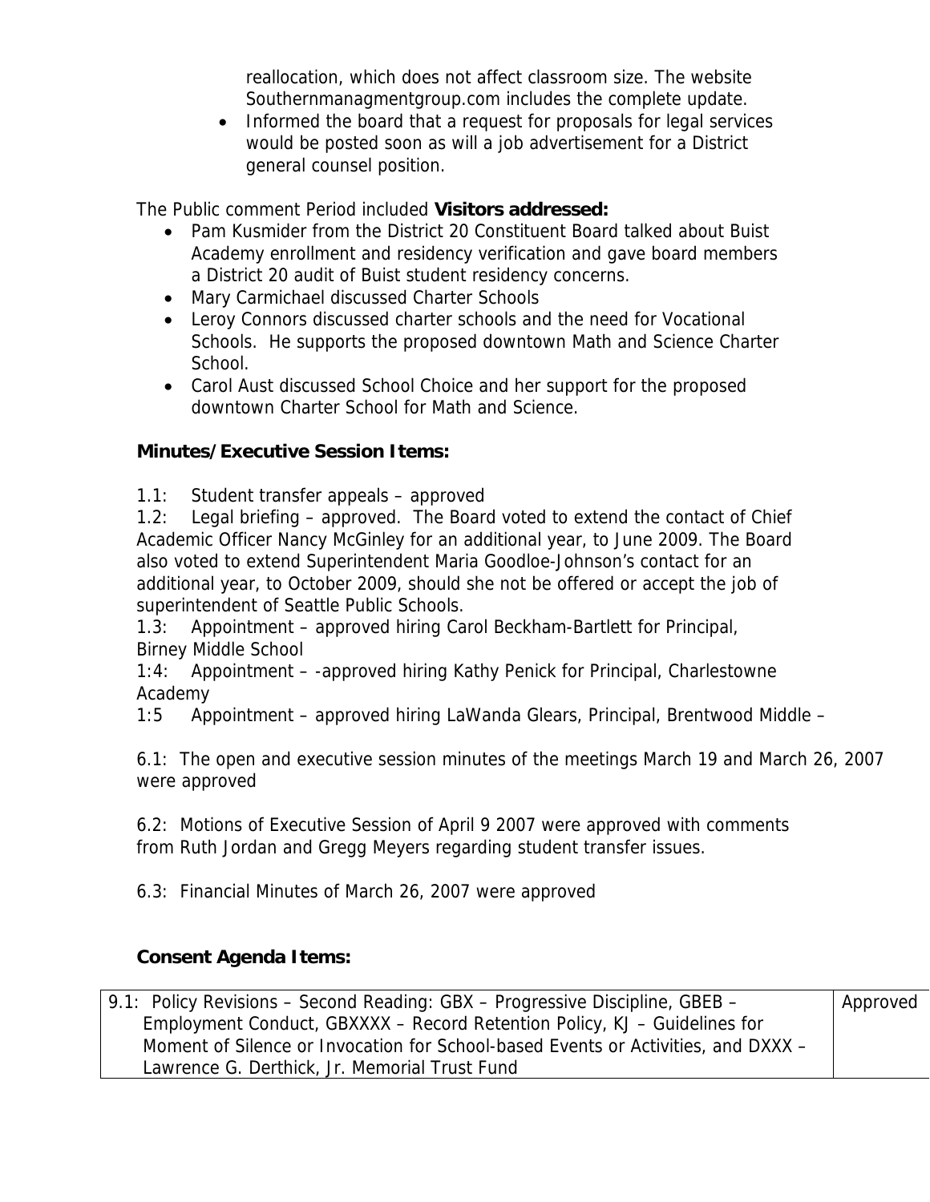reallocation, which does not affect classroom size. The website Southernmanagmentgroup.com includes the complete update.

- Informed the board that a request for proposals for legal services would be posted soon as will a job advertisement for a District general counsel position.

The Public comment Period included **Visitors addressed:**

- Pam Kusmider from the District 20 Constituent Board talked about Buist Academy enrollment and residency verification and gave board members a District 20 audit of Buist student residency concerns.
- Mary Carmichael discussed Charter Schools
- Leroy Connors discussed charter schools and the need for Vocational Schools. He supports the proposed downtown Math and Science Charter School.
- Carol Aust discussed School Choice and her support for the proposed downtown Charter School for Math and Science.

**Minutes/Executive Session Items:**

1.1: Student transfer appeals – approved
1.2: Legal briefing – approved. The Board voted to extend the contact of Chief Academic Officer Nancy McGinley for an additional year, to June 2009. The Board also voted to extend Superintendent Maria Goodloe-Johnson's contact for an additional year, to October 2009, should she not be offered or accept the job of superintendent of Seattle Public Schools.
1.3: Appointment – approved hiring Carol Beckham-Bartlett for Principal, Birney Middle School
1:4: Appointment – -approved hiring Kathy Penick for Principal, Charlestowne Academy
1:5 Appointment – approved hiring LaWanda Glears, Principal, Brentwood Middle –

6.1: The open and executive session minutes of the meetings March 19 and March 26, 2007 were approved

6.2: Motions of Executive Session of April 9 2007 were approved with comments from Ruth Jordan and Gregg Meyers regarding student transfer issues.

6.3: Financial Minutes of March 26, 2007 were approved

**Consent Agenda Items:**

| | |
|---|---|
| 9.1: Policy Revisions – Second Reading: GBX – Progressive Discipline, GBEB – Employment Conduct, GBXXXX – Record Retention Policy, KJ – Guidelines for Moment of Silence or Invocation for School-based Events or Activities, and DXXX – Lawrence G. Derthick, Jr. Memorial Trust Fund | Approved |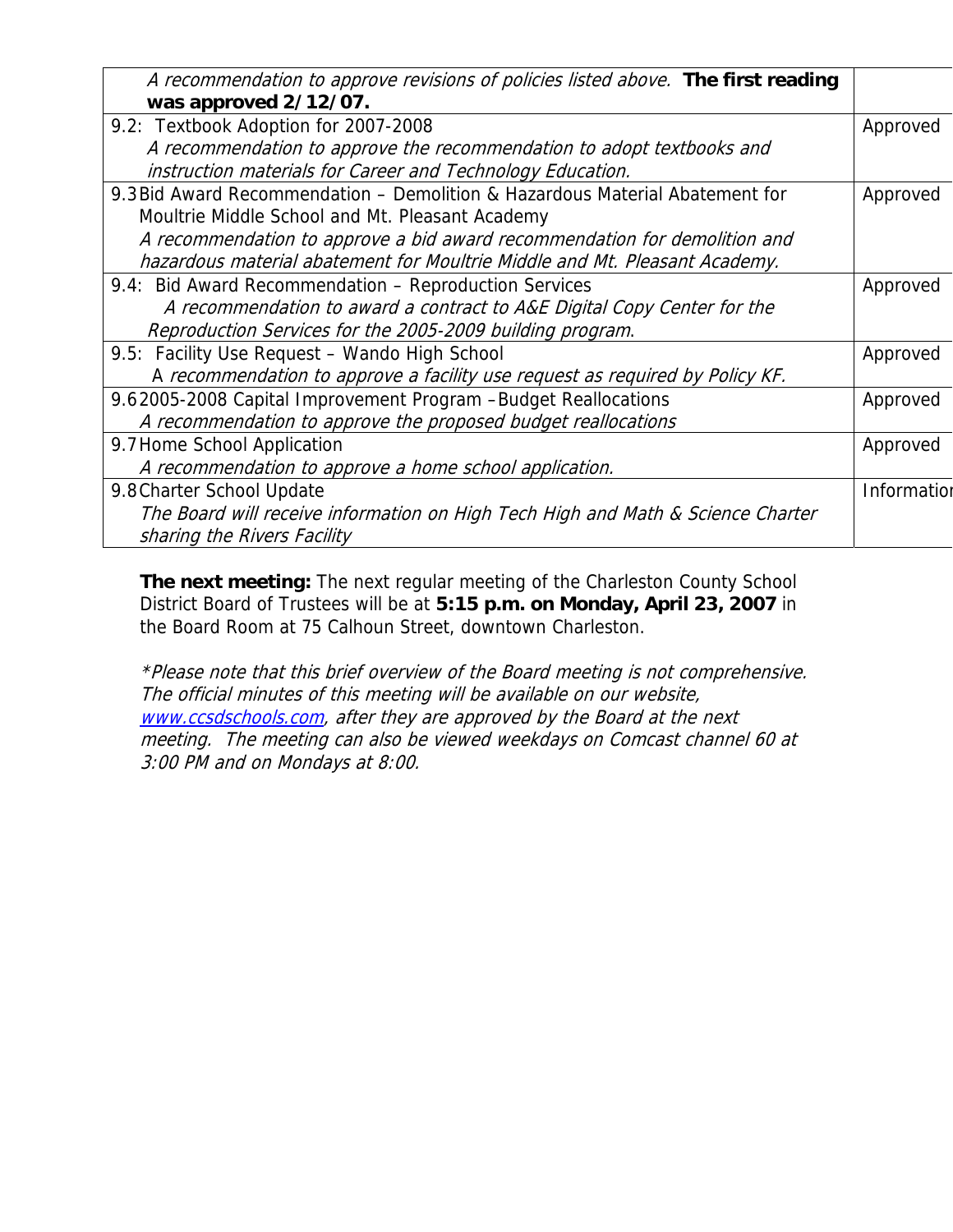| | |
|---|---|
| *A recommendation to approve revisions of policies listed above.* **The first reading was approved 2/12/07.** | |
| 9.2: Textbook Adoption for 2007-2008<br>*A recommendation to approve the recommendation to adopt textbooks and instruction materials for Career and Technology Education.* | Approved |
| 9.3 Bid Award Recommendation – Demolition & Hazardous Material Abatement for Moultrie Middle School and Mt. Pleasant Academy<br>*A recommendation to approve a bid award recommendation for demolition and hazardous material abatement for Moultrie Middle and Mt. Pleasant Academy.* | Approved |
| 9.4: Bid Award Recommendation – Reproduction Services<br>*A recommendation to award a contract to A&E Digital Copy Center for the Reproduction Services for the 2005-2009 building program.* | Approved |
| 9.5: Facility Use Request – Wando High School<br>A *recommendation to approve a facility use request as required by Policy KF.* | Approved |
| 9.6 2005-2008 Capital Improvement Program –Budget Reallocations<br>*A recommendation to approve the proposed budget reallocations* | Approved |
| 9.7 Home School Application<br>*A recommendation to approve a home school application.* | Approved |
| 9.8 Charter School Update<br>*The Board will receive information on High Tech High and Math & Science Charter sharing the Rivers Facility* | Information |

**The next meeting:** The next regular meeting of the Charleston County School District Board of Trustees will be at **5:15 p.m. on Monday, April 23, 2007** in the Board Room at 75 Calhoun Street, downtown Charleston.

*\*Please note that this brief overview of the Board meeting is not comprehensive. The official minutes of this meeting will be available on our website, www.ccsdschools.com, after they are approved by the Board at the next meeting. The meeting can also be viewed weekdays on Comcast channel 60 at 3:00 PM and on Mondays at 8:00.*